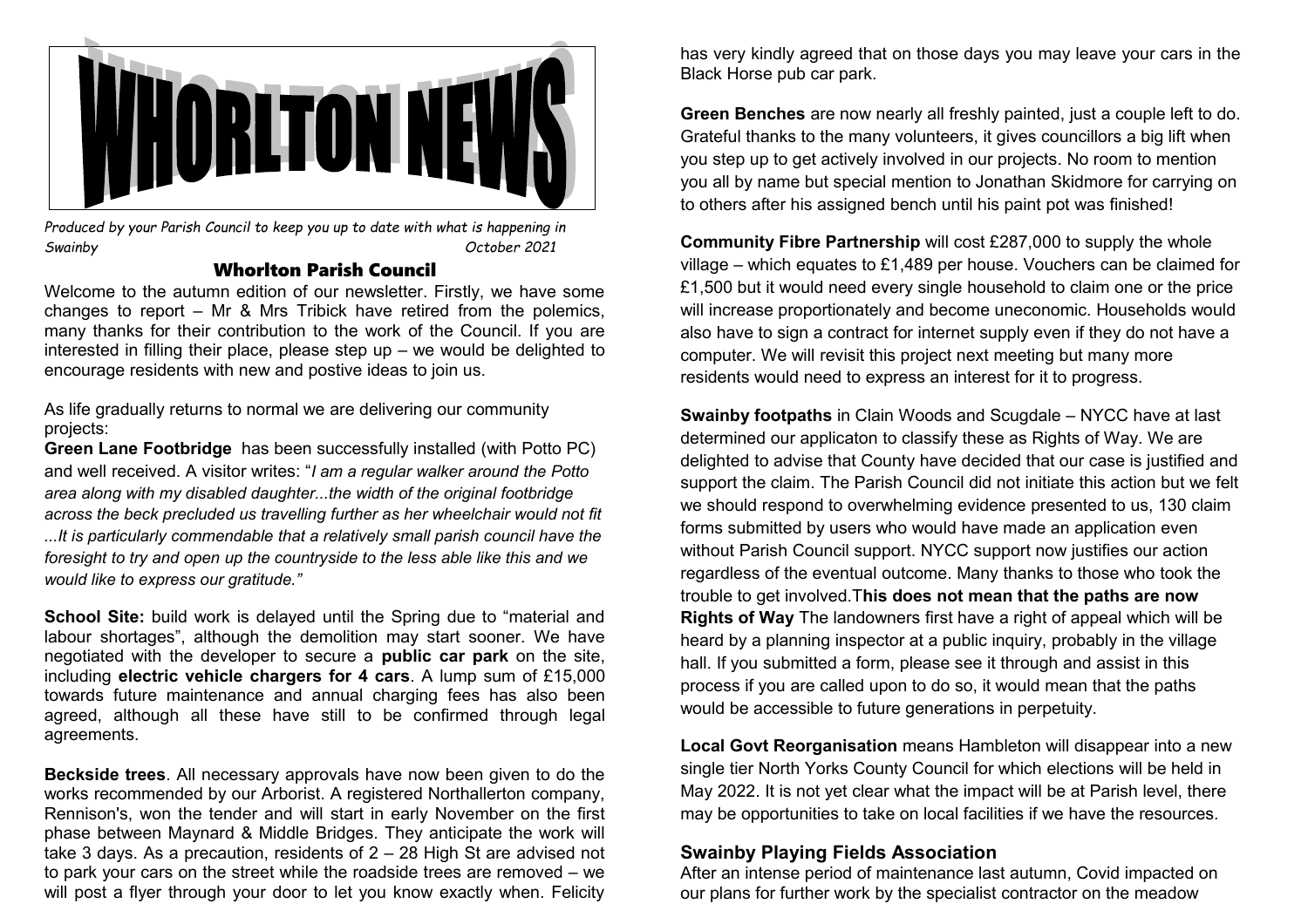# WHORLTON NEWS

*Produced by your Parish Council to keep you up to date with what is happening in Swainby* *October 2021*

## Whorlton Parish Council

Welcome to the autumn edition of our newsletter. Firstly, we have some changes to report – Mr & Mrs Tribick have retired from the polemics, many thanks for their contribution to the work of the Council. If you are interested in filling their place, please step up – we would be delighted to encourage residents with new and postive ideas to join us.

As life gradually returns to normal we are delivering our community projects:

**Green Lane Footbridge** has been successfully installed (with Potto PC) and well received. A visitor writes: "*I am a regular walker around the Potto area along with my disabled daughter...the width of the original footbridge across the beck precluded us travelling further as her wheelchair would not fit ...It is particularly commendable that a relatively small parish council have the foresight to try and open up the countryside to the less able like this and we would like to express our gratitude."*

**School Site:** build work is delayed until the Spring due to "material and labour shortages", although the demolition may start sooner. We have negotiated with the developer to secure a **public car park** on the site, including **electric vehicle chargers for 4 cars**. A lump sum of £15,000 towards future maintenance and annual charging fees has also been agreed, although all these have still to be confirmed through legal agreements.

**Beckside trees**. All necessary approvals have now been given to do the works recommended by our Arborist. A registered Northallerton company, Rennison's, won the tender and will start in early November on the first phase between Maynard & Middle Bridges. They anticipate the work will take 3 days. As a precaution, residents of 2 – 28 High St are advised not to park your cars on the street while the roadside trees are removed – we will post a flyer through your door to let you know exactly when. Felicity has very kindly agreed that on those days you may leave your cars in the Black Horse pub car park.

**Green Benches** are now nearly all freshly painted, just a couple left to do. Grateful thanks to the many volunteers, it gives councillors a big lift when you step up to get actively involved in our projects. No room to mention you all by name but special mention to Jonathan Skidmore for carrying on to others after his assigned bench until his paint pot was finished!

**Community Fibre Partnership** will cost £287,000 to supply the whole village – which equates to £1,489 per house. Vouchers can be claimed for £1,500 but it would need every single household to claim one or the price will increase proportionately and become uneconomic. Households would also have to sign a contract for internet supply even if they do not have a computer. We will revisit this project next meeting but many more residents would need to express an interest for it to progress.

**Swainby footpaths** in Clain Woods and Scugdale – NYCC have at last determined our applicaton to classify these as Rights of Way. We are delighted to advise that County have decided that our case is justified and support the claim. The Parish Council did not initiate this action but we felt we should respond to overwhelming evidence presented to us, 130 claim forms submitted by users who would have made an application even without Parish Council support. NYCC support now justifies our action regardless of the eventual outcome. Many thanks to those who took the trouble to get involved.T**his does not mean that the paths are now Rights of Way** The landowners first have a right of appeal which will be heard by a planning inspector at a public inquiry, probably in the village hall. If you submitted a form, please see it through and assist in this process if you are called upon to do so, it would mean that the paths would be accessible to future generations in perpetuity.

**Local Govt Reorganisation** means Hambleton will disappear into a new single tier North Yorks County Council for which elections will be held in May 2022. It is not yet clear what the impact will be at Parish level, there may be opportunities to take on local facilities if we have the resources.

## Swainby Playing Fields Association

After an intense period of maintenance last autumn, Covid impacted on our plans for further work by the specialist contractor on the meadow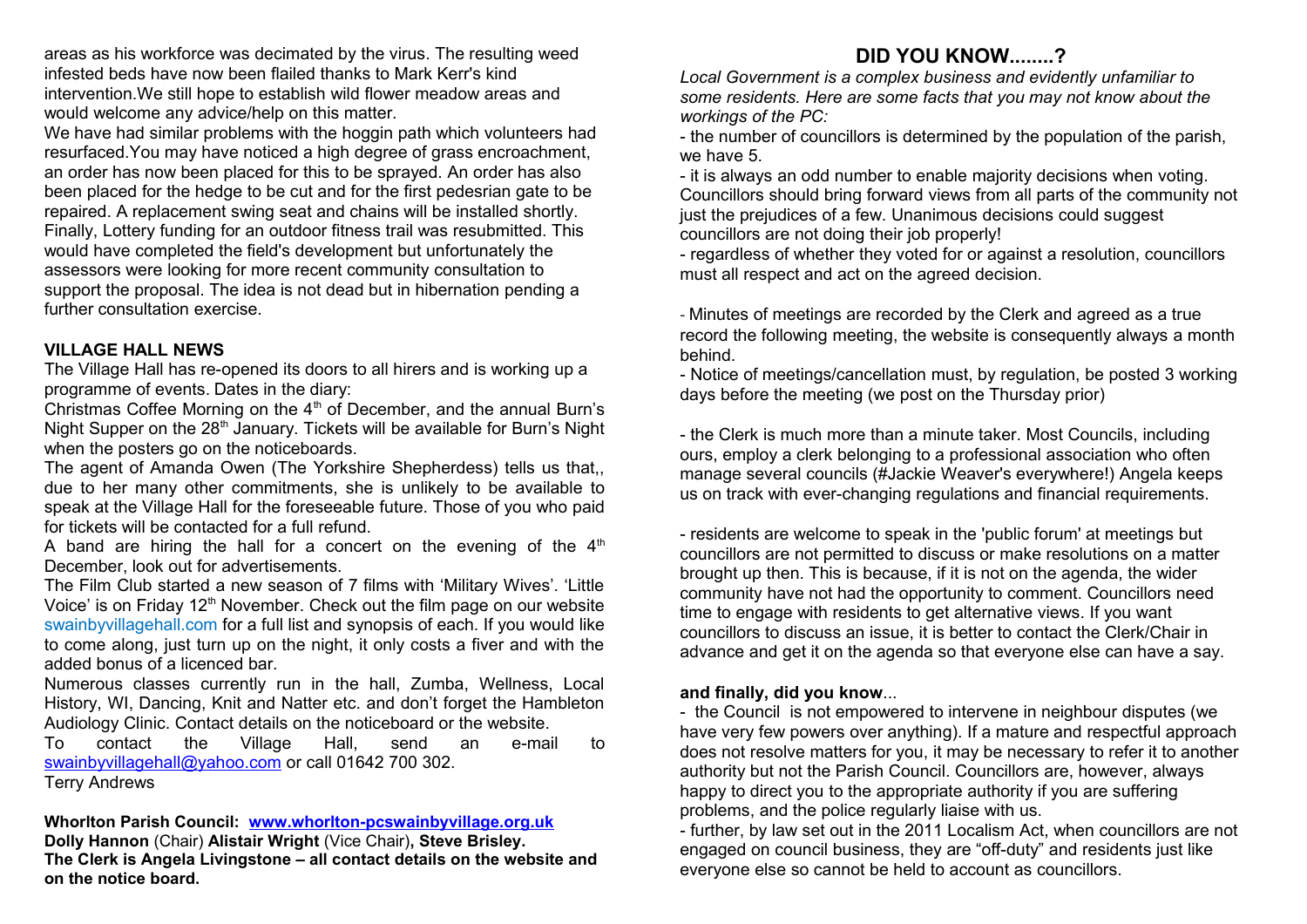areas as his workforce was decimated by the virus. The resulting weed infested beds have now been flailed thanks to Mark Kerr's kind intervention.We still hope to establish wild flower meadow areas and would welcome any advice/help on this matter.

We have had similar problems with the hoggin path which volunteers had resurfaced.You may have noticed a high degree of grass encroachment, an order has now been placed for this to be sprayed. An order has also been placed for the hedge to be cut and for the first pedesrian gate to be repaired. A replacement swing seat and chains will be installed shortly. Finally, Lottery funding for an outdoor fitness trail was resubmitted. This would have completed the field's development but unfortunately the assessors were looking for more recent community consultation to support the proposal. The idea is not dead but in hibernation pending a further consultation exercise.

**VILLAGE HALL NEWS**

The Village Hall has re-opened its doors to all hirers and is working up a programme of events. Dates in the diary:

Christmas Coffee Morning on the 4th of December, and the annual Burn's Night Supper on the 28th January. Tickets will be available for Burn's Night when the posters go on the noticeboards.

The agent of Amanda Owen (The Yorkshire Shepherdess) tells us that,, due to her many other commitments, she is unlikely to be available to speak at the Village Hall for the foreseeable future. Those of you who paid for tickets will be contacted for a full refund.

A band are hiring the hall for a concert on the evening of the 4th December, look out for advertisements.

The Film Club started a new season of 7 films with 'Military Wives'. 'Little Voice' is on Friday 12th November. Check out the film page on our website swainbyvillagehall.com for a full list and synopsis of each. If you would like to come along, just turn up on the night, it only costs a fiver and with the added bonus of a licenced bar.

Numerous classes currently run in the hall, Zumba, Wellness, Local History, WI, Dancing, Knit and Natter etc. and don't forget the Hambleton Audiology Clinic. Contact details on the noticeboard or the website.

To contact the Village Hall, send an e-mail to swainbyvillagehall@yahoo.com or call 01642 700 302.

Terry Andrews

**Whorlton Parish Council: www.whorlton-pcswainbyvillage.org.uk**
**Dolly Hannon** (Chair) **Alistair Wright** (Vice Chair)**, Steve Brisley.**
**The Clerk is Angela Livingstone – all contact details on the website and on the notice board.**

## DID YOU KNOW........?

*Local Government is a complex business and evidently unfamiliar to some residents. Here are some facts that you may not know about the workings of the PC:*

- the number of councillors is determined by the population of the parish, we have 5.
- it is always an odd number to enable majority decisions when voting. Councillors should bring forward views from all parts of the community not just the prejudices of a few. Unanimous decisions could suggest councillors are not doing their job properly!
- regardless of whether they voted for or against a resolution, councillors must all respect and act on the agreed decision.

- Minutes of meetings are recorded by the Clerk and agreed as a true record the following meeting, the website is consequently always a month behind.
- Notice of meetings/cancellation must, by regulation, be posted 3 working days before the meeting (we post on the Thursday prior)

- the Clerk is much more than a minute taker. Most Councils, including ours, employ a clerk belonging to a professional association who often manage several councils (#Jackie Weaver's everywhere!) Angela keeps us on track with ever-changing regulations and financial requirements.

- residents are welcome to speak in the 'public forum' at meetings but councillors are not permitted to discuss or make resolutions on a matter brought up then. This is because, if it is not on the agenda, the wider community have not had the opportunity to comment. Councillors need time to engage with residents to get alternative views. If you want councillors to discuss an issue, it is better to contact the Clerk/Chair in advance and get it on the agenda so that everyone else can have a say.

**and finally, did you know**...

- the Council is not empowered to intervene in neighbour disputes (we have very few powers over anything). If a mature and respectful approach does not resolve matters for you, it may be necessary to refer it to another authority but not the Parish Council. Councillors are, however, always happy to direct you to the appropriate authority if you are suffering problems, and the police regularly liaise with us.
- further, by law set out in the 2011 Localism Act, when councillors are not engaged on council business, they are "off-duty" and residents just like everyone else so cannot be held to account as councillors.